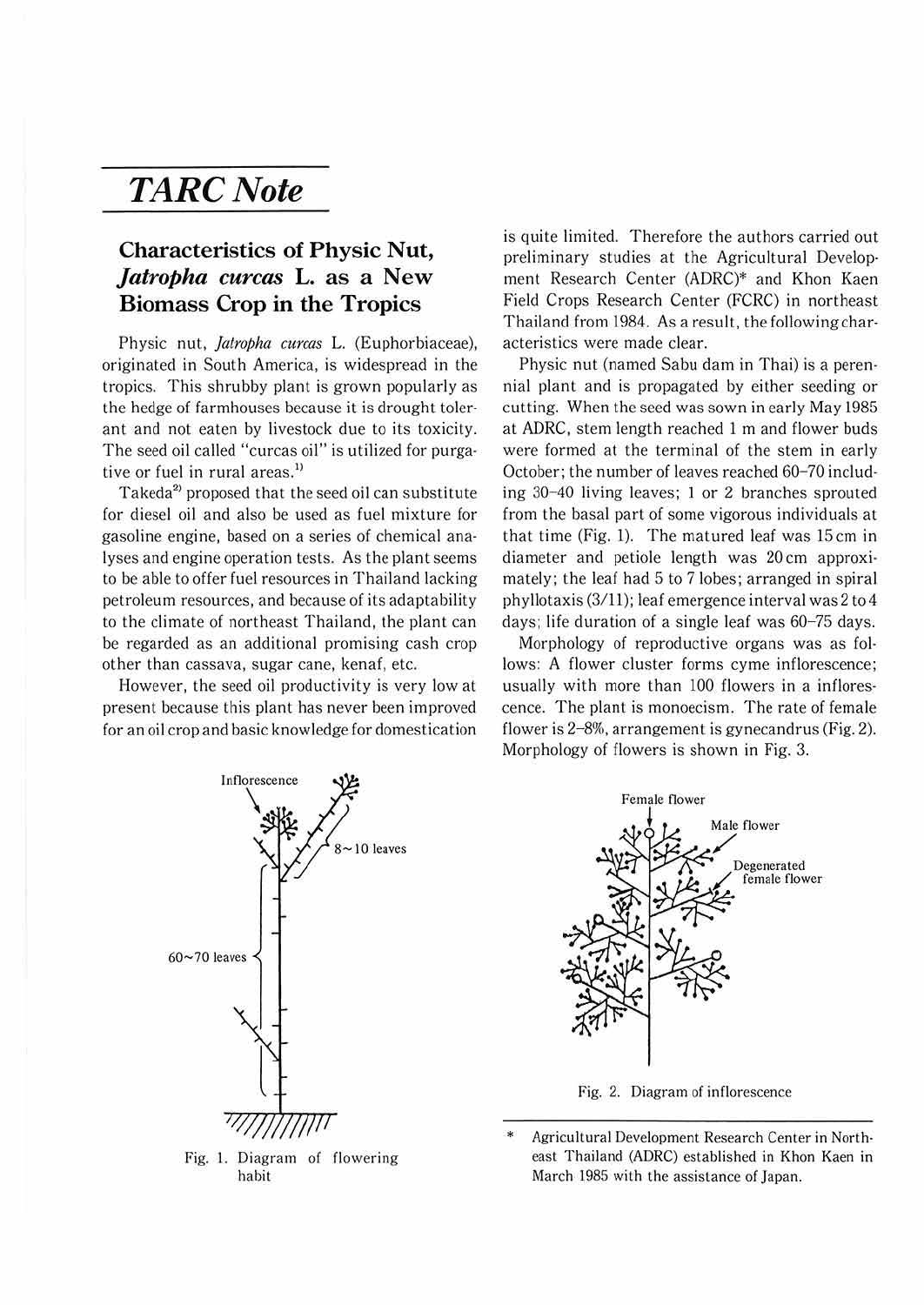# *TARC Note*

## Characteristics of Physic Nut, *Jatropha curcas* L. as a New Biomass Crop in the Tropics

Physic nut, *Jatropha curcas* L. (Euphorbiaceae), originated in South America, is widespread in the tropics. This shrubby plant is grown popularly as the hedge of farmhouses because it is drought tolerant and not eaten by livestock due to its toxicity. The seed oil called "curcas oil" is utilized for purgative or fuel in rural areas.[1]

Takeda[2] proposed that the seed oil can substitute for diesel oil and also be used as fuel mixture for gasoline engine, based on a series of chemical analyses and engine operation tests. As the plant seems to be able to offer fuel resources in Thailand lacking petroleum resources, and because of its adaptability to the climate of northeast Thailand, the plant can be regarded as an additional promising cash crop other than cassava, sugar cane, kenaf, etc.

However, the seed oil productivity is very low at present because this plant has never been improved for an oil crop and basic knowledge for domestication is quite limited. Therefore the authors carried out preliminary studies at the Agricultural Development Research Center (ADRC)* and Khon Kaen Field Crops Research Center (FCRC) in northeast Thailand from 1984. As a result, the following characteristics were made clear.

Physic nut (named Sabu dam in Thai) is a perennial plant and is propagated by either seeding or cutting. When the seed was sown in early May 1985 at ADRC, stem length reached 1 m and flower buds were formed at the terminal of the stem in early October; the number of leaves reached 60–70 including 30–40 living leaves; 1 or 2 branches sprouted from the basal part of some vigorous individuals at that time (Fig. 1). The matured leaf was 15 cm in diameter and petiole length was 20 cm approximately; the leaf had 5 to 7 lobes; arranged in spiral phyllotaxis (3/11); leaf emergence interval was 2 to 4 days; life duration of a single leaf was 60–75 days.

Morphology of reproductive organs was as follows: A flower cluster forms cyme inflorescence; usually with more than 100 flowers in a inflorescence. The plant is monoecism. The rate of female flower is 2–8%, arrangement is gynecandrus (Fig. 2). Morphology of flowers is shown in Fig. 3.

Fig. 1. Diagram of flowering habit

Fig. 2. Diagram of inflorescence

\* Agricultural Development Research Center in Northeast Thailand (ADRC) established in Khon Kaen in March 1985 with the assistance of Japan.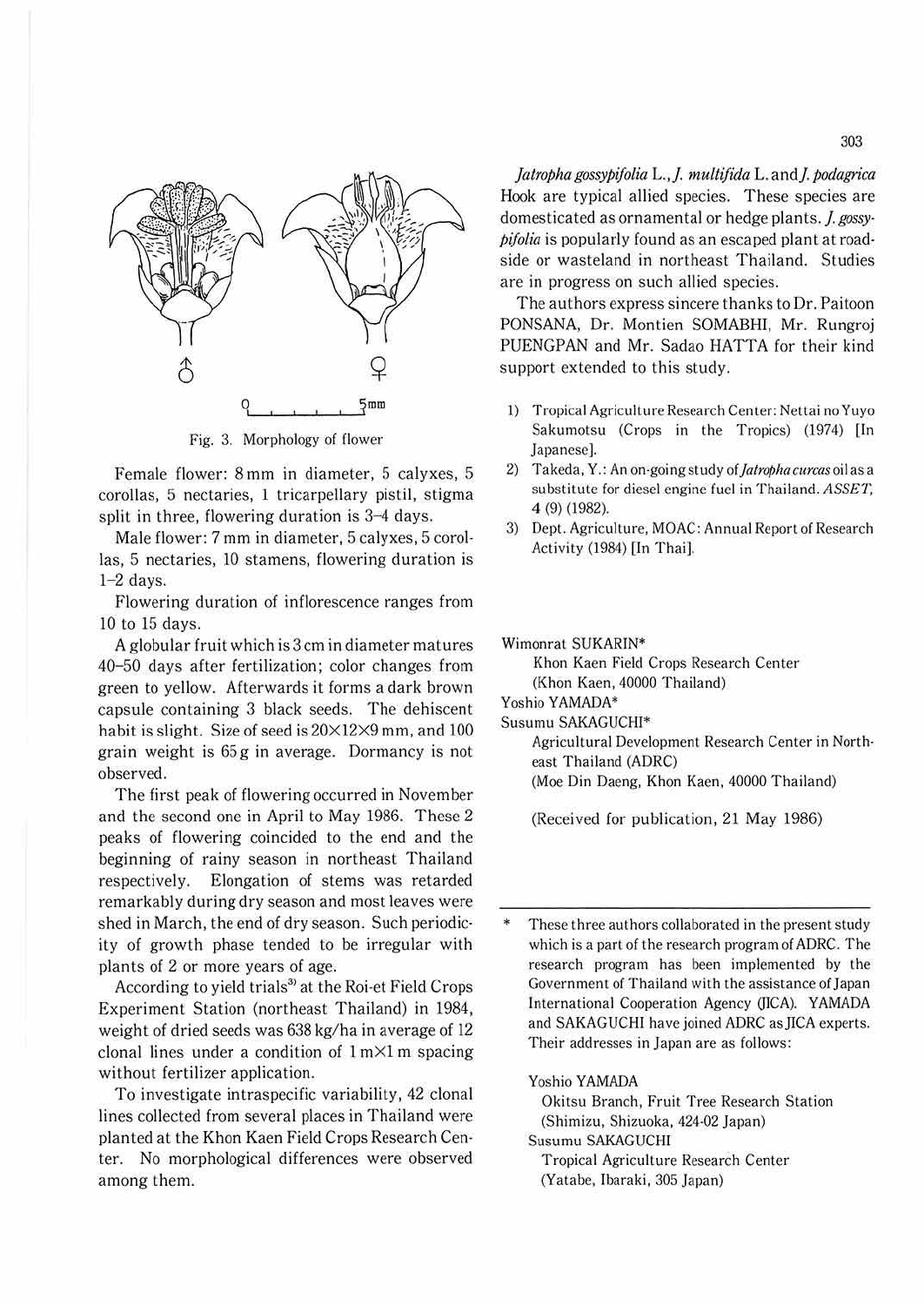♂ ♀

0 5mm

Fig. 3. Morphology of flower

Female flower: 8 mm in diameter, 5 calyxes, 5 corollas, 5 nectaries, 1 tricarpellary pistil, stigma split in three, flowering duration is 3–4 days.

Male flower: 7 mm in diameter, 5 calyxes, 5 corollas, 5 nectaries, 10 stamens, flowering duration is 1–2 days.

Flowering duration of inflorescence ranges from 10 to 15 days.

A globular fruit which is 3 cm in diameter matures 40–50 days after fertilization; color changes from green to yellow. Afterwards it forms a dark brown capsule containing 3 black seeds. The dehiscent habit is slight. Size of seed is 20×12×9 mm, and 100 grain weight is 65 g in average. Dormancy is not observed.

The first peak of flowering occurred in November and the second one in April to May 1986. These 2 peaks of flowering coincided to the end and the beginning of rainy season in northeast Thailand respectively. Elongation of stems was retarded remarkably during dry season and most leaves were shed in March, the end of dry season. Such periodicity of growth phase tended to be irregular with plants of 2 or more years of age.

According to yield trials[3] at the Roi-et Field Crops Experiment Station (northeast Thailand) in 1984, weight of dried seeds was 638 kg/ha in average of 12 clonal lines under a condition of 1 m×1 m spacing without fertilizer application.

To investigate intraspecific variability, 42 clonal lines collected from several places in Thailand were planted at the Khon Kaen Field Crops Research Center. No morphological differences were observed among them.

*Jatropha gossypifolia* L., *J. multifida* L. and *J. podagrica* Hook are typical allied species. These species are domesticated as ornamental or hedge plants. *J. gossypifolia* is popularly found as an escaped plant at roadside or wasteland in northeast Thailand. Studies are in progress on such allied species.

The authors express sincere thanks to Dr. Paitoon PONSANA, Dr. Montien SOMABHI, Mr. Rungroj PUENGPAN and Mr. Sadao HATTA for their kind support extended to this study.

1) Tropical Agriculture Research Center: Nettai no Yuyo Sakumotsu (Crops in the Tropics) (1974) [In Japanese].
2) Takeda, Y.: An on-going study of *Jatropha curcas* oil as a substitute for diesel engine fuel in Thailand. *ASSET*, **4** (9) (1982).
3) Dept. Agriculture, MOAC: Annual Report of Research Activity (1984) [In Thai].

Wimonrat SUKARIN*
Khon Kaen Field Crops Research Center
(Khon Kaen, 40000 Thailand)
Yoshio YAMADA*
Susumu SAKAGUCHI*
Agricultural Development Research Center in Northeast Thailand (ADRC)
(Moe Din Daeng, Khon Kaen, 40000 Thailand)

(Received for publication, 21 May 1986)

\* These three authors collaborated in the present study which is a part of the research program of ADRC. The research program has been implemented by the Government of Thailand with the assistance of Japan International Cooperation Agency (JICA). YAMADA and SAKAGUCHI have joined ADRC as JICA experts. Their addresses in Japan are as follows:

Yoshio YAMADA
Okitsu Branch, Fruit Tree Research Station
(Shimizu, Shizuoka, 424-02 Japan)
Susumu SAKAGUCHI
Tropical Agriculture Research Center
(Yatabe, Ibaraki, 305 Japan)